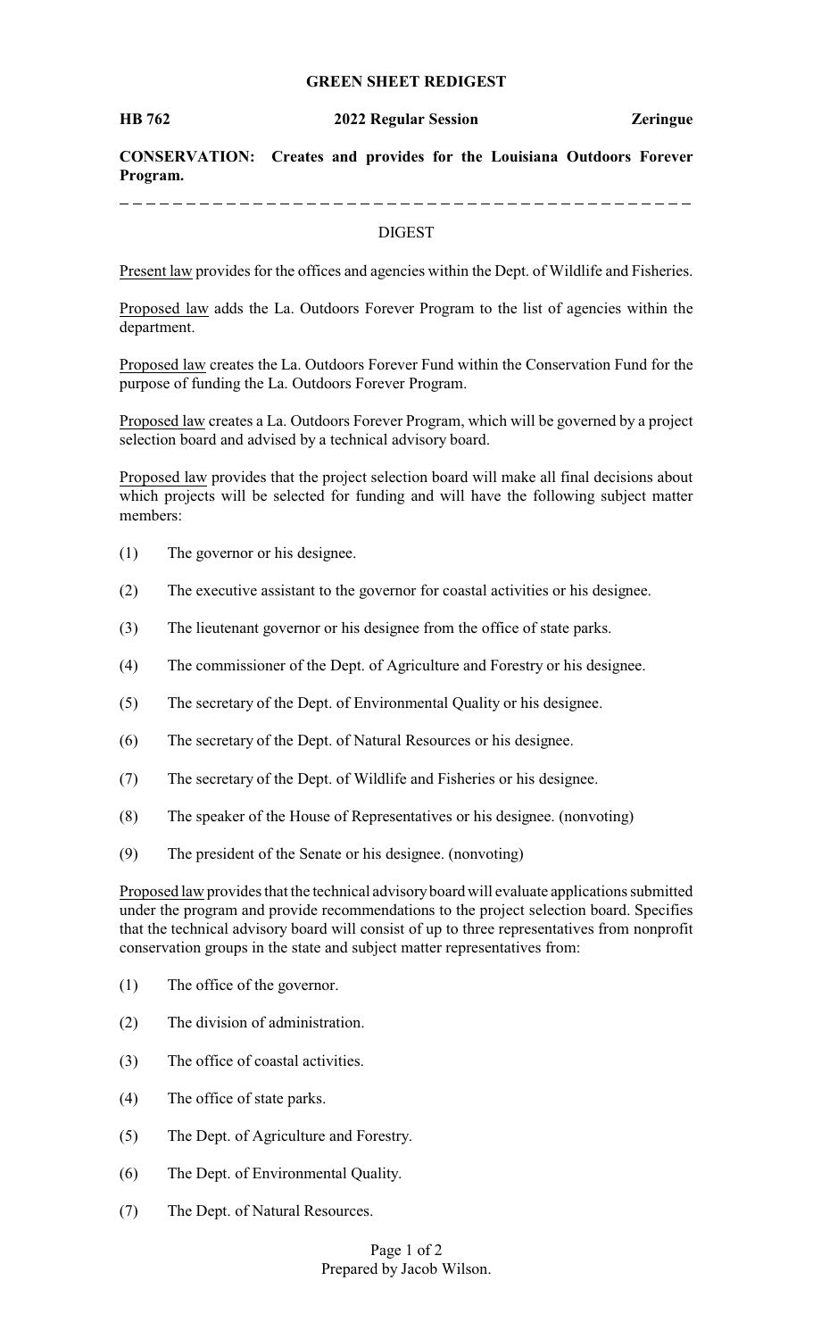**GREEN SHEET REDIGEST**

**HB 762** **2022 Regular Session** **Zeringue**

**CONSERVATION: Creates and provides for the Louisiana Outdoors Forever Program.**

---

DIGEST

Present law provides for the offices and agencies within the Dept. of Wildlife and Fisheries.

Proposed law adds the La. Outdoors Forever Program to the list of agencies within the department.

Proposed law creates the La. Outdoors Forever Fund within the Conservation Fund for the purpose of funding the La. Outdoors Forever Program.

Proposed law creates a La. Outdoors Forever Program, which will be governed by a project selection board and advised by a technical advisory board.

Proposed law provides that the project selection board will make all final decisions about which projects will be selected for funding and will have the following subject matter members:

(1) The governor or his designee.

(2) The executive assistant to the governor for coastal activities or his designee.

(3) The lieutenant governor or his designee from the office of state parks.

(4) The commissioner of the Dept. of Agriculture and Forestry or his designee.

(5) The secretary of the Dept. of Environmental Quality or his designee.

(6) The secretary of the Dept. of Natural Resources or his designee.

(7) The secretary of the Dept. of Wildlife and Fisheries or his designee.

(8) The speaker of the House of Representatives or his designee. (nonvoting)

(9) The president of the Senate or his designee. (nonvoting)

Proposed law provides that the technical advisory board will evaluate applications submitted under the program and provide recommendations to the project selection board. Specifies that the technical advisory board will consist of up to three representatives from nonprofit conservation groups in the state and subject matter representatives from:

(1) The office of the governor.

(2) The division of administration.

(3) The office of coastal activities.

(4) The office of state parks.

(5) The Dept. of Agriculture and Forestry.

(6) The Dept. of Environmental Quality.

(7) The Dept. of Natural Resources.

Prepared by Jacob Wilson.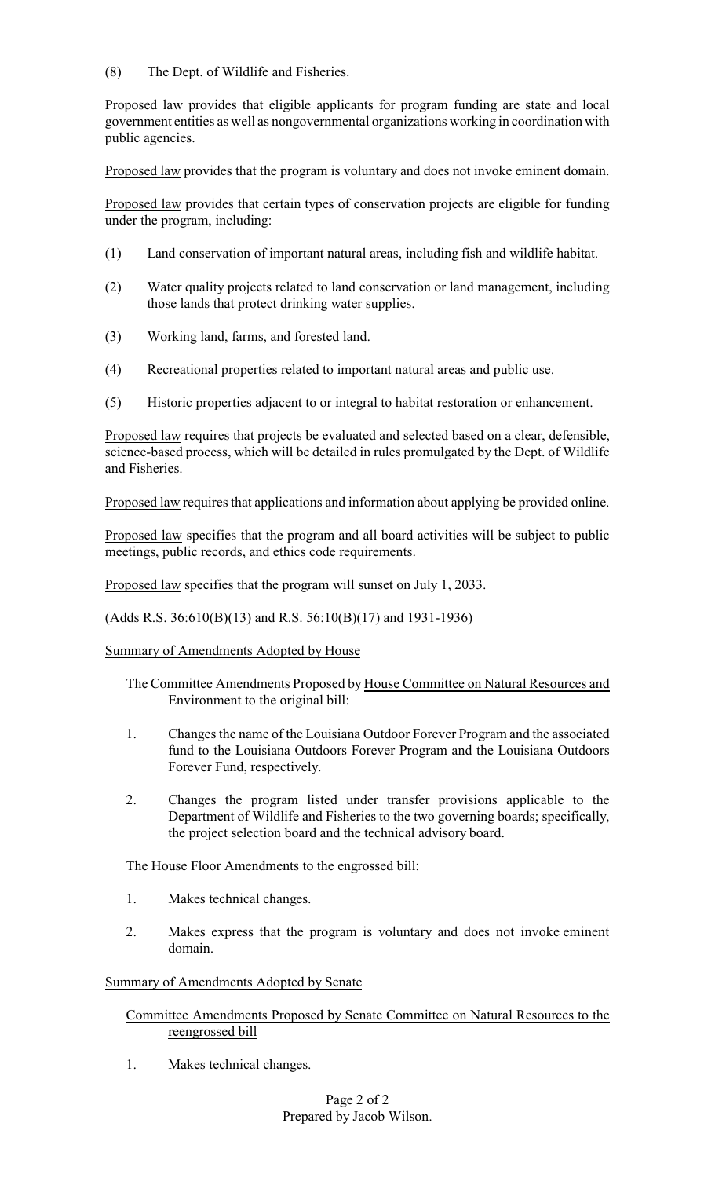(8) The Dept. of Wildlife and Fisheries.

Proposed law provides that eligible applicants for program funding are state and local government entities as well as nongovernmental organizations working in coordination with public agencies.

Proposed law provides that the program is voluntary and does not invoke eminent domain.

Proposed law provides that certain types of conservation projects are eligible for funding under the program, including:

(1) Land conservation of important natural areas, including fish and wildlife habitat.

(2) Water quality projects related to land conservation or land management, including those lands that protect drinking water supplies.

(3) Working land, farms, and forested land.

(4) Recreational properties related to important natural areas and public use.

(5) Historic properties adjacent to or integral to habitat restoration or enhancement.

Proposed law requires that projects be evaluated and selected based on a clear, defensible, science-based process, which will be detailed in rules promulgated by the Dept. of Wildlife and Fisheries.

Proposed law requires that applications and information about applying be provided online.

Proposed law specifies that the program and all board activities will be subject to public meetings, public records, and ethics code requirements.

Proposed law specifies that the program will sunset on July 1, 2033.

(Adds R.S. 36:610(B)(13) and R.S. 56:10(B)(17) and 1931-1936)

Summary of Amendments Adopted by House

The Committee Amendments Proposed by House Committee on Natural Resources and Environment to the original bill:

1. Changes the name of the Louisiana Outdoor Forever Program and the associated fund to the Louisiana Outdoors Forever Program and the Louisiana Outdoors Forever Fund, respectively.

2. Changes the program listed under transfer provisions applicable to the Department of Wildlife and Fisheries to the two governing boards; specifically, the project selection board and the technical advisory board.

The House Floor Amendments to the engrossed bill:

1. Makes technical changes.

2. Makes express that the program is voluntary and does not invoke eminent domain.

Summary of Amendments Adopted by Senate

Committee Amendments Proposed by Senate Committee on Natural Resources to the reengrossed bill

1. Makes technical changes.

Prepared by Jacob Wilson.